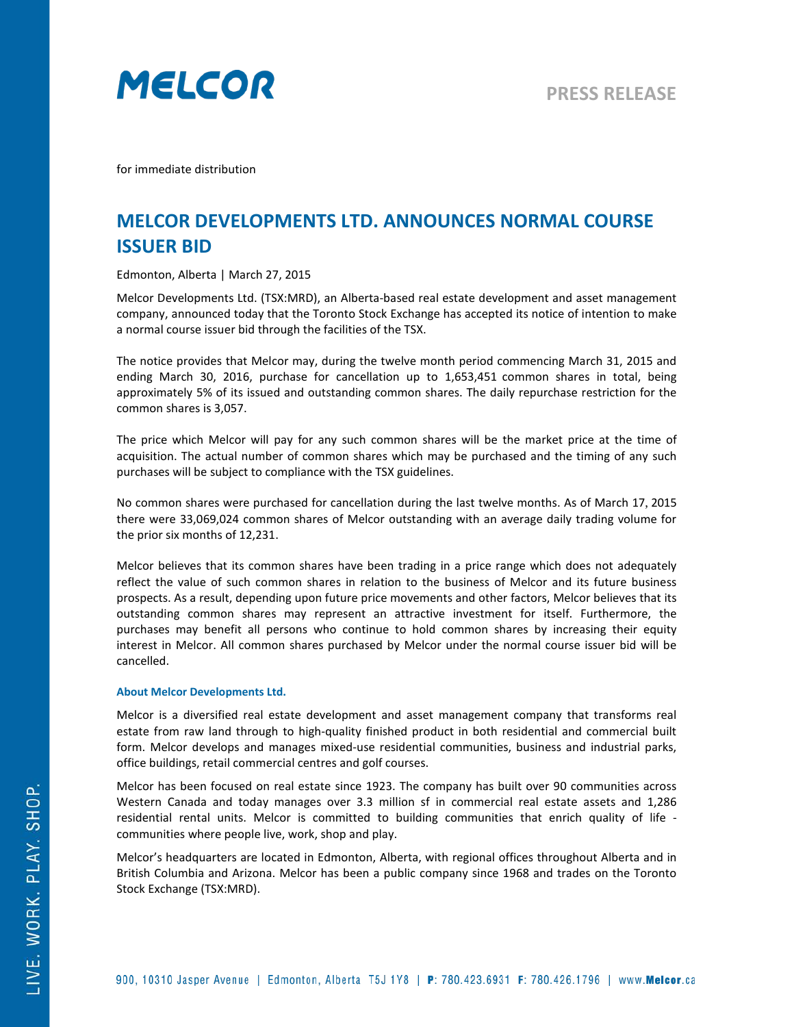MELCOR

PRESS RELEASE

for immediate distribution

# MELCOR DEVELOPMENTS LTD. ANNOUNCES NORMAL COURSE ISSUER BID

Edmonton, Alberta | March 27, 2015

Melcor Developments Ltd. (TSX:MRD), an Alberta-based real estate development and asset management company, announced today that the Toronto Stock Exchange has accepted its notice of intention to make a normal course issuer bid through the facilities of the TSX.

The notice provides that Melcor may, during the twelve month period commencing March 31, 2015 and ending March 30, 2016, purchase for cancellation up to 1,653,451 common shares in total, being approximately 5% of its issued and outstanding common shares. The daily repurchase restriction for the common shares is 3,057.

The price which Melcor will pay for any such common shares will be the market price at the time of acquisition. The actual number of common shares which may be purchased and the timing of any such purchases will be subject to compliance with the TSX guidelines.

No common shares were purchased for cancellation during the last twelve months. As of March 17, 2015 there were 33,069,024 common shares of Melcor outstanding with an average daily trading volume for the prior six months of 12,231.

Melcor believes that its common shares have been trading in a price range which does not adequately reflect the value of such common shares in relation to the business of Melcor and its future business prospects. As a result, depending upon future price movements and other factors, Melcor believes that its outstanding common shares may represent an attractive investment for itself. Furthermore, the purchases may benefit all persons who continue to hold common shares by increasing their equity interest in Melcor. All common shares purchased by Melcor under the normal course issuer bid will be cancelled.

### About Melcor Developments Ltd.

Melcor is a diversified real estate development and asset management company that transforms real estate from raw land through to high-quality finished product in both residential and commercial built form. Melcor develops and manages mixed-use residential communities, business and industrial parks, office buildings, retail commercial centres and golf courses.

Melcor has been focused on real estate since 1923. The company has built over 90 communities across Western Canada and today manages over 3.3 million sf in commercial real estate assets and 1,286 residential rental units. Melcor is committed to building communities that enrich quality of life - communities where people live, work, shop and play.

Melcor's headquarters are located in Edmonton, Alberta, with regional offices throughout Alberta and in British Columbia and Arizona. Melcor has been a public company since 1968 and trades on the Toronto Stock Exchange (TSX:MRD).

LIVE. WORK. PLAY. SHOP.

900, 10310 Jasper Avenue | Edmonton, Alberta T5J 1Y8 | P: 780.423.6931 F: 780.426.1796 | www.Melcor.ca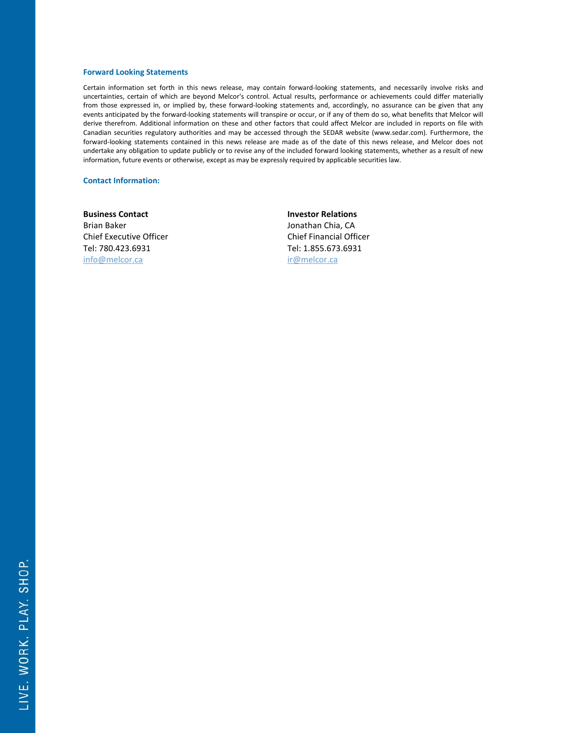### Forward Looking Statements

Certain information set forth in this news release, may contain forward-looking statements, and necessarily involve risks and uncertainties, certain of which are beyond Melcor's control. Actual results, performance or achievements could differ materially from those expressed in, or implied by, these forward-looking statements and, accordingly, no assurance can be given that any events anticipated by the forward-looking statements will transpire or occur, or if any of them do so, what benefits that Melcor will derive therefrom. Additional information on these and other factors that could affect Melcor are included in reports on file with Canadian securities regulatory authorities and may be accessed through the SEDAR website (www.sedar.com). Furthermore, the forward-looking statements contained in this news release are made as of the date of this news release, and Melcor does not undertake any obligation to update publicly or to revise any of the included forward looking statements, whether as a result of new information, future events or otherwise, except as may be expressly required by applicable securities law.

### Contact Information:

**Business Contact**
Brian Baker
Chief Executive Officer
Tel: 780.423.6931
info@melcor.ca

**Investor Relations**
Jonathan Chia, CA
Chief Financial Officer
Tel: 1.855.673.6931
ir@melcor.ca

LIVE. WORK. PLAY. SHOP.